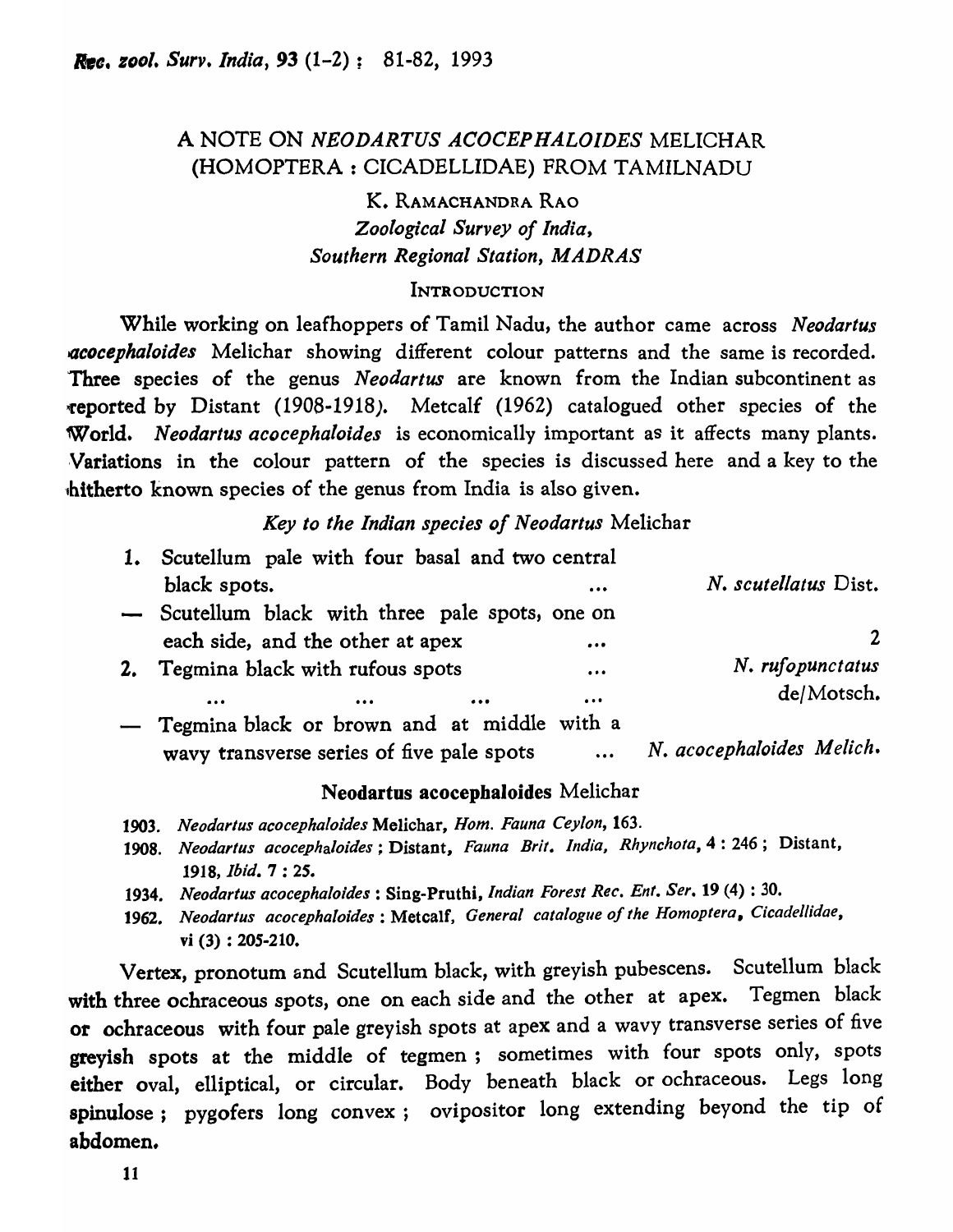# A NOTE ON *NEODARTUS ACOCEPHALOIDES* MELICHAR (HOMOPTERA : CICADELLIDAE) FROM TAMILNADU

K. RAMACHANDRA RAO
*Zoological Survey of India,*
*Southern Regional Station, MADRAS*

## INTRODUCTION

While working on leafhoppers of Tamil Nadu, the author came across *Neodartus acocephaloides* Melichar showing different colour patterns and the same is recorded. Three species of the genus *Neodartus* are known from the Indian subcontinent as reported by Distant (1908-1918). Metcalf (1962) catalogued other species of the World. *Neodartus acocephaloides* is economically important as it affects many plants. Variations in the colour pattern of the species is discussed here and a key to the hitherto known species of the genus from India is also given.

### *Key to the Indian species of Neodartus* Melichar

1. Scutellum pale with four basal and two central black spots. ... *N. scutellatus* Dist.
— Scutellum black with three pale spots, one on each side, and the other at apex ... 2
2. Tegmina black with rufous spots ... ... ... ... *N. rufopunctatus* de/Motsch.
— Tegmina black or brown and at middle with a wavy transverse series of five pale spots ... *N. acocephaloides Melich.*

### Neodartus acocephaloides Melichar

1903. *Neodartus acocephaloides* Melichar, *Hom. Fauna Ceylon,* 163.
1908. *Neodartus acocephaloides* ; Distant, *Fauna Brit. India, Rhynchota,* 4 : 246 ; Distant, 1918, *Ibid.* 7 : 25.
1934. *Neodartus acocephaloides* : Sing-Pruthi, *Indian Forest Rec. Ent. Ser.* 19 (4) : 30.
1962. *Neodartus acocephaloides* : Metcalf, *General catalogue of the Homoptera, Cicadellidae,* vi (3) : 205-210.

Vertex, pronotum and Scutellum black, with greyish pubescens. Scutellum black with three ochraceous spots, one on each side and the other at apex. Tegmen black or ochraceous with four pale greyish spots at apex and a wavy transverse series of five greyish spots at the middle of tegmen ; sometimes with four spots only, spots either oval, elliptical, or circular. Body beneath black or ochraceous. Legs long spinulose ; pygofers long convex ; ovipositor long extending beyond the tip of abdomen.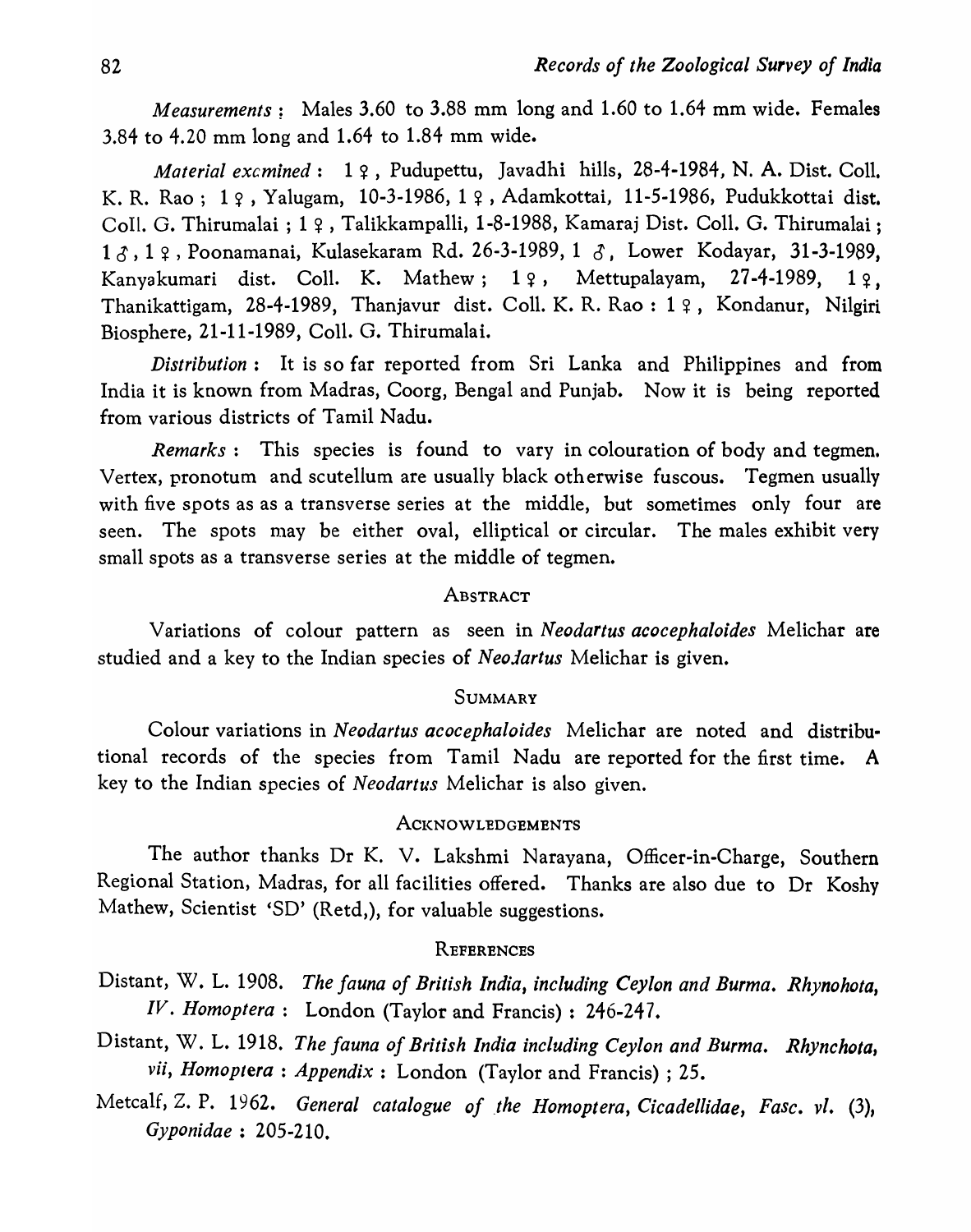*Measurements* : Males 3.60 to 3.88 mm long and 1.60 to 1.64 mm wide. Females 3.84 to 4.20 mm long and 1.64 to 1.84 mm wide.

*Material excmined* : 1 ♀, Pudupettu, Javadhi hills, 28-4-1984, N. A. Dist. Coll. K. R. Rao ; 1 ♀, Yalugam, 10-3-1986, 1 ♀, Adamkottai, 11-5-1986, Pudukkottai dist. Coll. G. Thirumalai ; 1 ♀, Talikkampalli, 1-8-1988, Kamaraj Dist. Coll. G. Thirumalai ; 1 ♂, 1 ♀, Poonamanai, Kulasekaram Rd. 26-3-1989, 1 ♂, Lower Kodayar, 31-3-1989, Kanyakumari dist. Coll. K. Mathew ; 1 ♀, Mettupalayam, 27-4-1989, 1 ♀, Thanikattigam, 28-4-1989, Thanjavur dist. Coll. K. R. Rao : 1 ♀, Kondanur, Nilgiri Biosphere, 21-11-1989, Coll. G. Thirumalai.

*Distribution* : It is so far reported from Sri Lanka and Philippines and from India it is known from Madras, Coorg, Bengal and Punjab. Now it is being reported from various districts of Tamil Nadu.

*Remarks* : This species is found to vary in colouration of body and tegmen. Vertex, pronotum and scutellum are usually black otherwise fuscous. Tegmen usually with five spots as as a transverse series at the middle, but sometimes only four are seen. The spots may be either oval, elliptical or circular. The males exhibit very small spots as a transverse series at the middle of tegmen.

## Abstract

Variations of colour pattern as seen in *Neodartus acocephaloides* Melichar are studied and a key to the Indian species of *Neodartus* Melichar is given.

## Summary

Colour variations in *Neodartus acocephaloides* Melichar are noted and distributional records of the species from Tamil Nadu are reported for the first time. A key to the Indian species of *Neodartus* Melichar is also given.

## Acknowledgements

The author thanks Dr K. V. Lakshmi Narayana, Officer-in-Charge, Southern Regional Station, Madras, for all facilities offered. Thanks are also due to Dr Koshy Mathew, Scientist 'SD' (Retd,), for valuable suggestions.

## References

Distant, W. L. 1908. *The fauna of British India, including Ceylon and Burma. Rhynohota, IV. Homoptera* : London (Taylor and Francis) : 246-247.

Distant, W. L. 1918. *The fauna of British India including Ceylon and Burma. Rhynchota, vii, Homoptera : Appendix* : London (Taylor and Francis) ; 25.

Metcalf, Z. P. 1962. *General catalogue of the Homoptera, Cicadellidae, Fasc. vl.* (3), *Gyponidae* : 205-210.